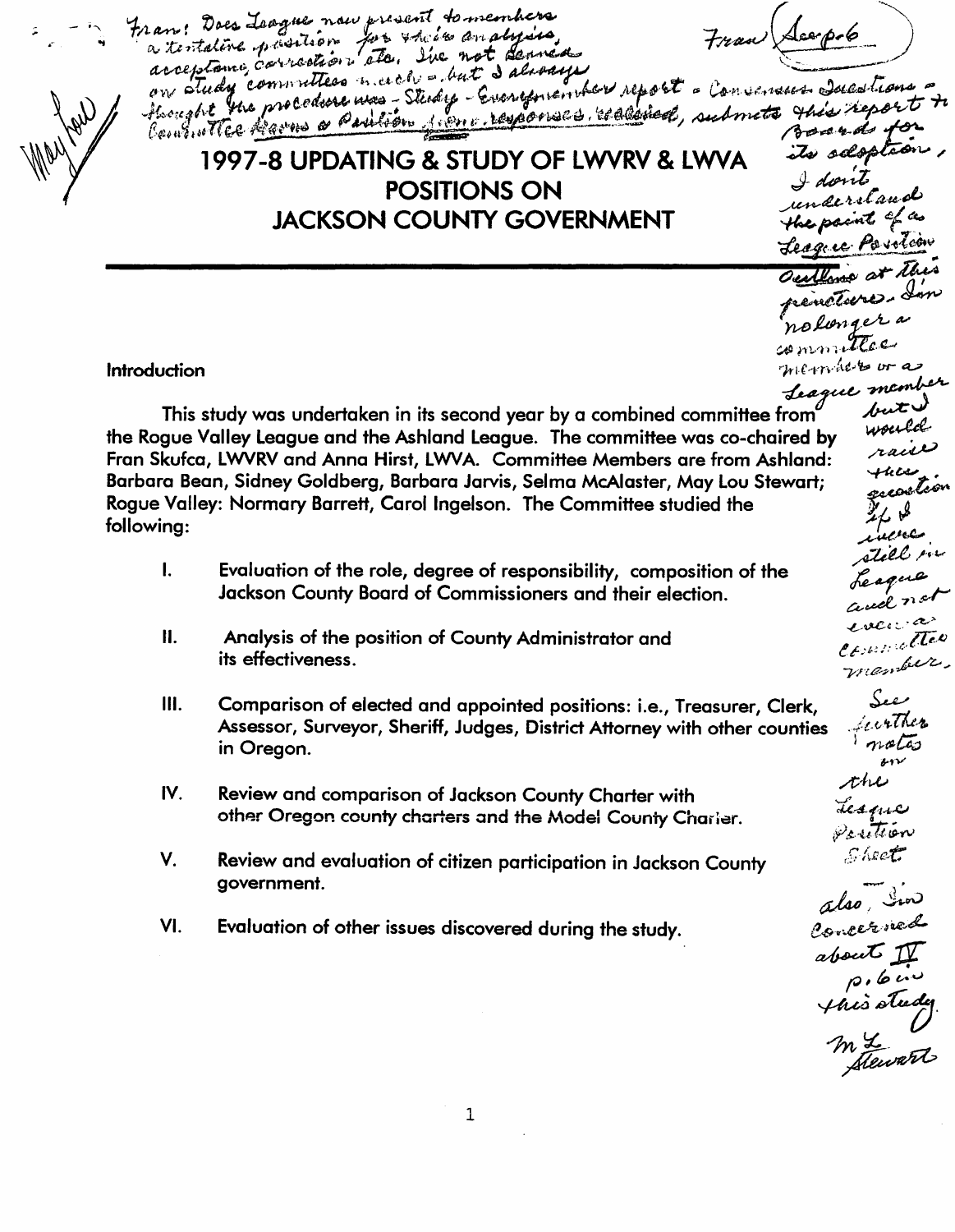Fran: Does League now present to members a tentative position for their analysis, acceptance, correction, etc. I've not served on study committees much - but I always thought the procedure was - Study - Every member report - Consensus Questions - Committee Forms a Position from responses received, submits this report to Boards for its adoption. I don't understand the point of a League Position Outline at this juncture. I'm no longer a committee member or a League member but I would raise this question if I were still in League and not even a Committee member.

See further notes on the League Position Sheet

also, I'm concerned about IV p. 6 in this study.

M L Stewart

Fran (See p. 6)

May Lou

# 1997-8 UPDATING & STUDY OF LWVRV & LWVA POSITIONS ON JACKSON COUNTY GOVERNMENT

---

## Introduction

This study was undertaken in its second year by a combined committee from the Rogue Valley League and the Ashland League. The committee was co-chaired by Fran Skufca, LWVRV and Anna Hirst, LWVA. Committee Members are from Ashland: Barbara Bean, Sidney Goldberg, Barbara Jarvis, Selma McAlaster, May Lou Stewart; Rogue Valley: Normary Barrett, Carol Ingelson. The Committee studied the following:

I. Evaluation of the role, degree of responsibility, composition of the Jackson County Board of Commissioners and their election.

II. Analysis of the position of County Administrator and its effectiveness.

III. Comparison of elected and appointed positions: i.e., Treasurer, Clerk, Assessor, Surveyor, Sheriff, Judges, District Attorney with other counties in Oregon.

IV. Review and comparison of Jackson County Charter with other Oregon county charters and the Model County Charter.

V. Review and evaluation of citizen participation in Jackson County government.

VI. Evaluation of other issues discovered during the study.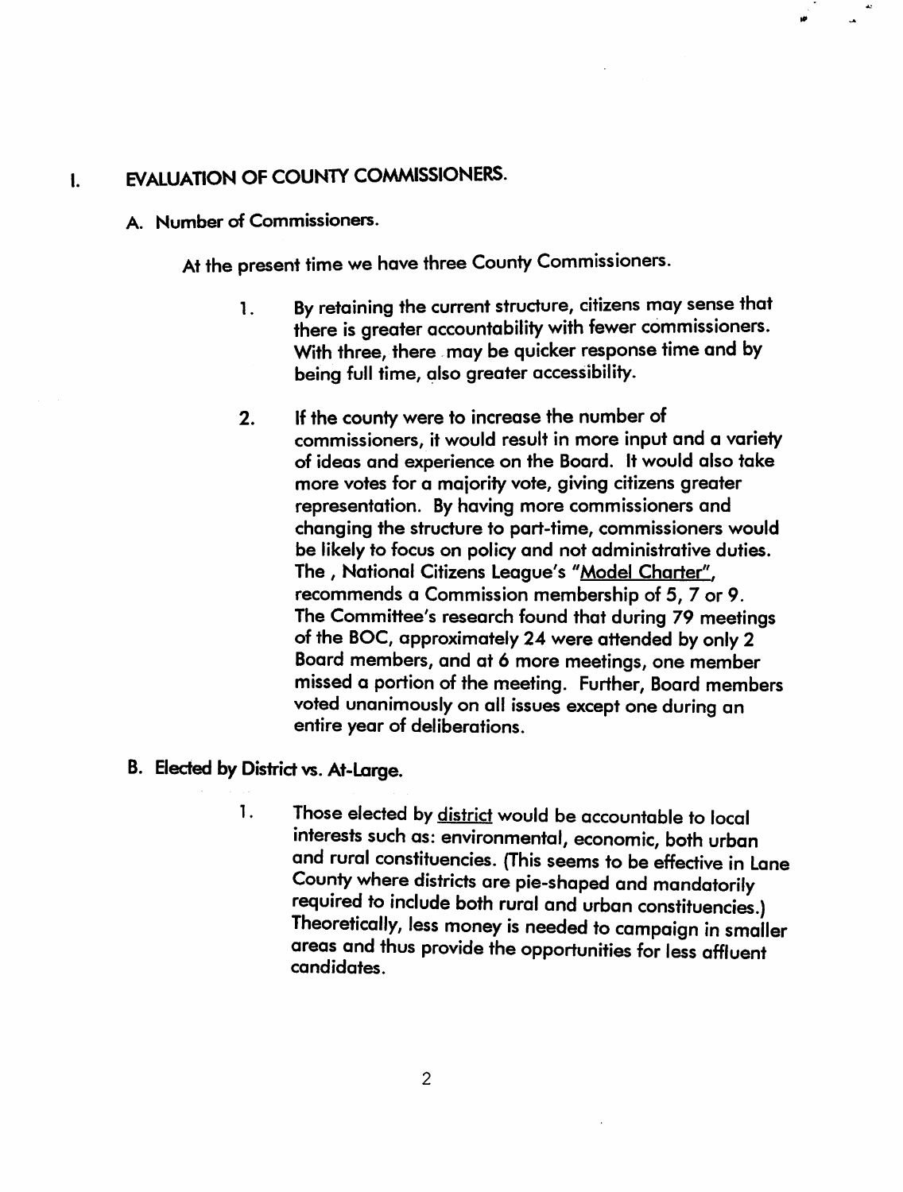## I. EVALUATION OF COUNTY COMMISSIONERS.

### A. Number of Commissioners.

At the present time we have three County Commissioners.

1. By retaining the current structure, citizens may sense that there is greater accountability with fewer commissioners. With three, there may be quicker response time and by being full time, also greater accessibility.

2. If the county were to increase the number of commissioners, it would result in more input and a variety of ideas and experience on the Board. It would also take more votes for a majority vote, giving citizens greater representation. By having more commissioners and changing the structure to part-time, commissioners would be likely to focus on policy and not administrative duties. The , National Citizens League's "Model Charter", recommends a Commission membership of 5, 7 or 9. The Committee's research found that during 79 meetings of the BOC, approximately 24 were attended by only 2 Board members, and at 6 more meetings, one member missed a portion of the meeting. Further, Board members voted unanimously on all issues except one during an entire year of deliberations.

### B. Elected by District vs. At-Large.

1. Those elected by district would be accountable to local interests such as: environmental, economic, both urban and rural constituencies. (This seems to be effective in Lane County where districts are pie-shaped and mandatorily required to include both rural and urban constituencies.) Theoretically, less money is needed to campaign in smaller areas and thus provide the opportunities for less affluent candidates.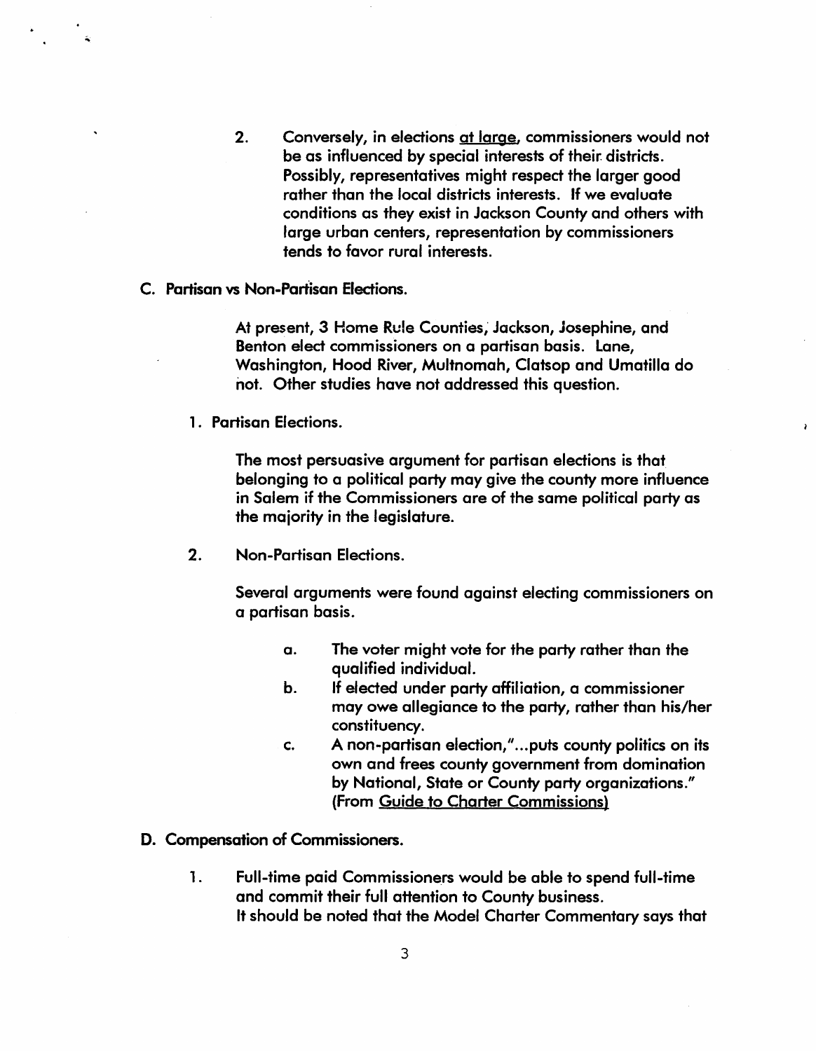2. Conversely, in elections at large, commissioners would not be as influenced by special interests of their districts. Possibly, representatives might respect the larger good rather than the local districts interests. If we evaluate conditions as they exist in Jackson County and others with large urban centers, representation by commissioners tends to favor rural interests.

**C. Partisan vs Non-Partisan Elections.**

At present, 3 Home Rule Counties, Jackson, Josephine, and Benton elect commissioners on a partisan basis. Lane, Washington, Hood River, Multnomah, Clatsop and Umatilla do not. Other studies have not addressed this question.

**1. Partisan Elections.**

The most persuasive argument for partisan elections is that belonging to a political party may give the county more influence in Salem if the Commissioners are of the same political party as the majority in the legislature.

2. Non-Partisan Elections.

Several arguments were found against electing commissioners on a partisan basis.

a. The voter might vote for the party rather than the qualified individual.

b. If elected under party affiliation, a commissioner may owe allegiance to the party, rather than his/her constituency.

c. A non-partisan election,"...puts county politics on its own and frees county government from domination by National, State or County party organizations." (From Guide to Charter Commissions)

**D. Compensation of Commissioners.**

1. Full-time paid Commissioners would be able to spend full-time and commit their full attention to County business. It should be noted that the Model Charter Commentary says that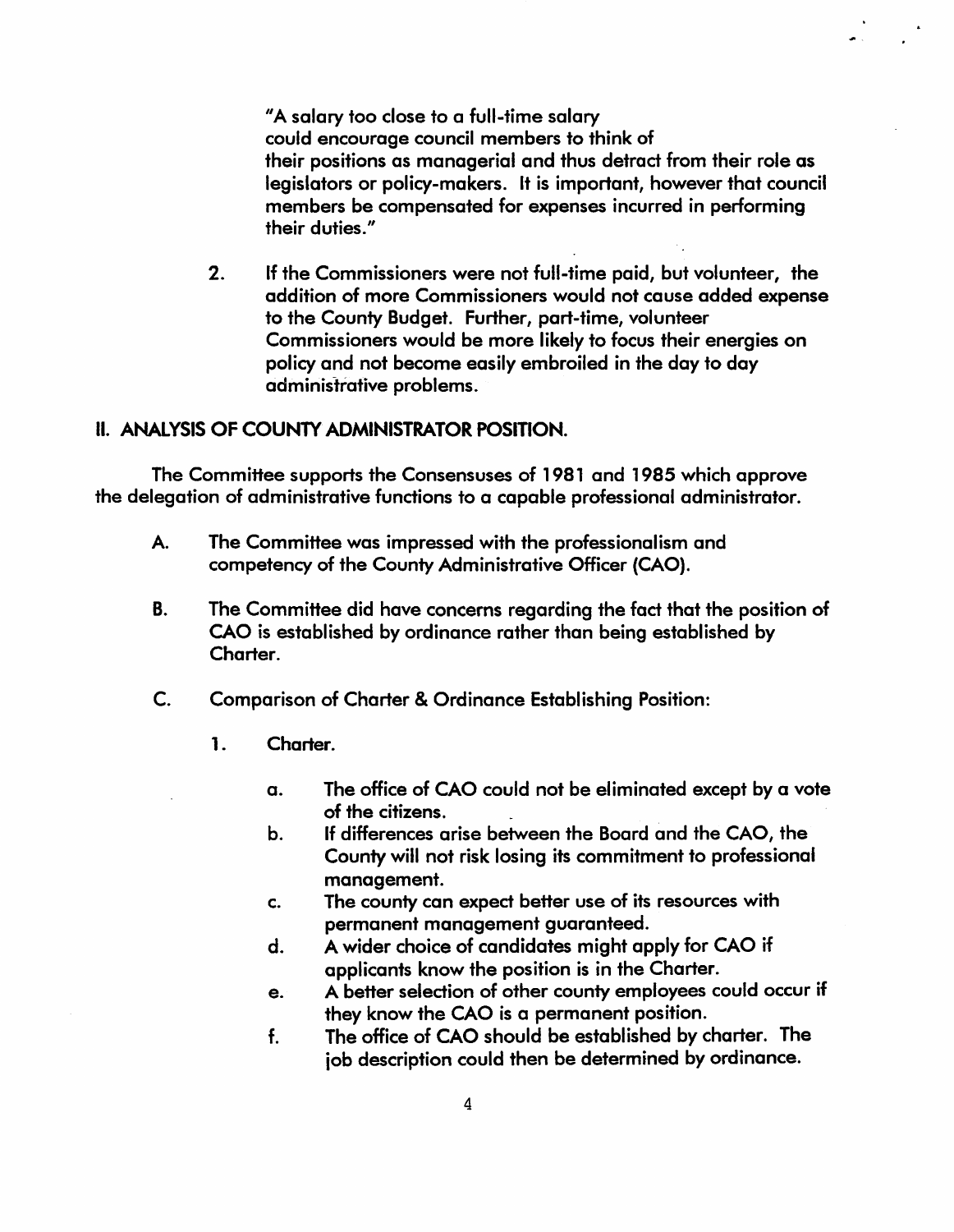> "A salary too close to a full-time salary
> could encourage council members to think of
> their positions as managerial and thus detract from their role as legislators or policy-makers. It is important, however that council members be compensated for expenses incurred in performing their duties."

2. If the Commissioners were not full-time paid, but volunteer, the addition of more Commissioners would not cause added expense to the County Budget. Further, part-time, volunteer Commissioners would be more likely to focus their energies on policy and not become easily embroiled in the day to day administrative problems.

## II. ANALYSIS OF COUNTY ADMINISTRATOR POSITION.

The Committee supports the Consensuses of 1981 and 1985 which approve the delegation of administrative functions to a capable professional administrator.

A. The Committee was impressed with the professionalism and competency of the County Administrative Officer (CAO).

B. The Committee did have concerns regarding the fact that the position of CAO is established by ordinance rather than being established by Charter.

C. Comparison of Charter & Ordinance Establishing Position:

1. Charter.

   a. The office of CAO could not be eliminated except by a vote of the citizens.
   b. If differences arise between the Board and the CAO, the County will not risk losing its commitment to professional management.
   c. The county can expect better use of its resources with permanent management guaranteed.
   d. A wider choice of candidates might apply for CAO if applicants know the position is in the Charter.
   e. A better selection of other county employees could occur if they know the CAO is a permanent position.
   f. The office of CAO should be established by charter. The job description could then be determined by ordinance.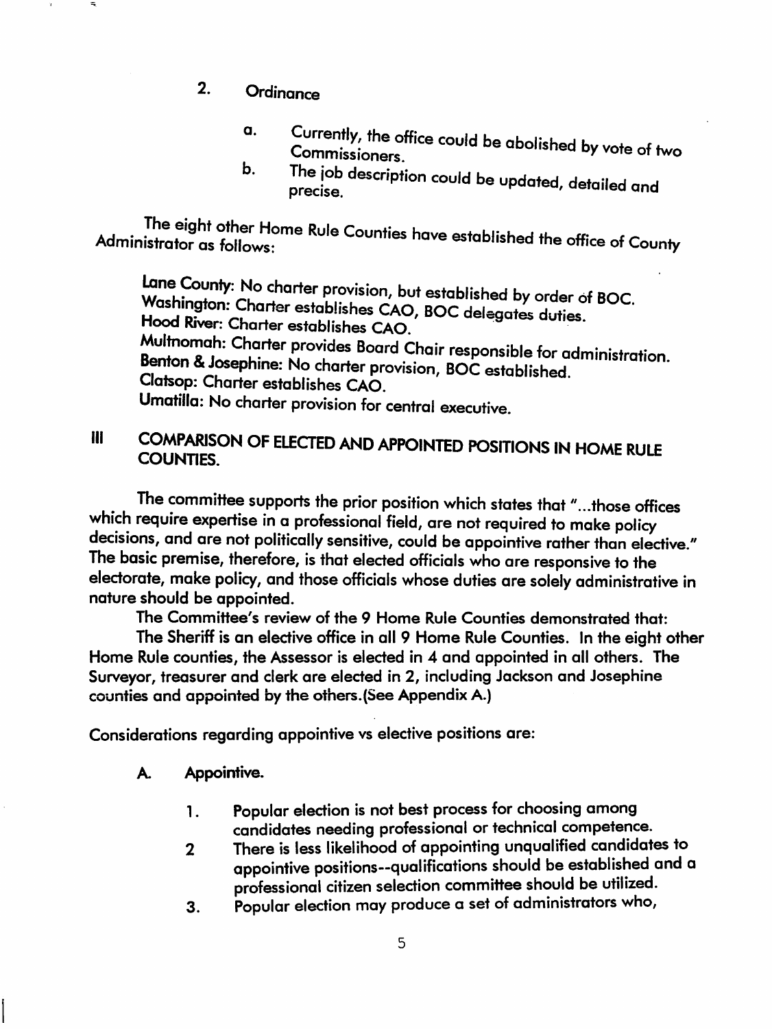2. Ordinance

   a. Currently, the office could be abolished by vote of two Commissioners.
   b. The job description could be updated, detailed and precise.

The eight other Home Rule Counties have established the office of County Administrator as follows:

Lane County: No charter provision, but established by order of BOC.
Washington: Charter establishes CAO, BOC delegates duties.
Hood River: Charter establishes CAO.
Multnomah: Charter provides Board Chair responsible for administration.
Benton & Josephine: No charter provision, BOC established.
Clatsop: Charter establishes CAO.
Umatilla: No charter provision for central executive.

## III COMPARISON OF ELECTED AND APPOINTED POSITIONS IN HOME RULE COUNTIES.

The committee supports the prior position which states that "...those offices which require expertise in a professional field, are not required to make policy decisions, and are not politically sensitive, could be appointive rather than elective." The basic premise, therefore, is that elected officials who are responsive to the electorate, make policy, and those officials whose duties are solely administrative in nature should be appointed.

The Committee's review of the 9 Home Rule Counties demonstrated that:

The Sheriff is an elective office in all 9 Home Rule Counties. In the eight other Home Rule counties, the Assessor is elected in 4 and appointed in all others. The Surveyor, treasurer and clerk are elected in 2, including Jackson and Josephine counties and appointed by the others.(See Appendix A.)

Considerations regarding appointive vs elective positions are:

### A. Appointive.

1. Popular election is not best process for choosing among candidates needing professional or technical competence.
2. There is less likelihood of appointing unqualified candidates to appointive positions--qualifications should be established and a professional citizen selection committee should be utilized.
3. Popular election may produce a set of administrators who,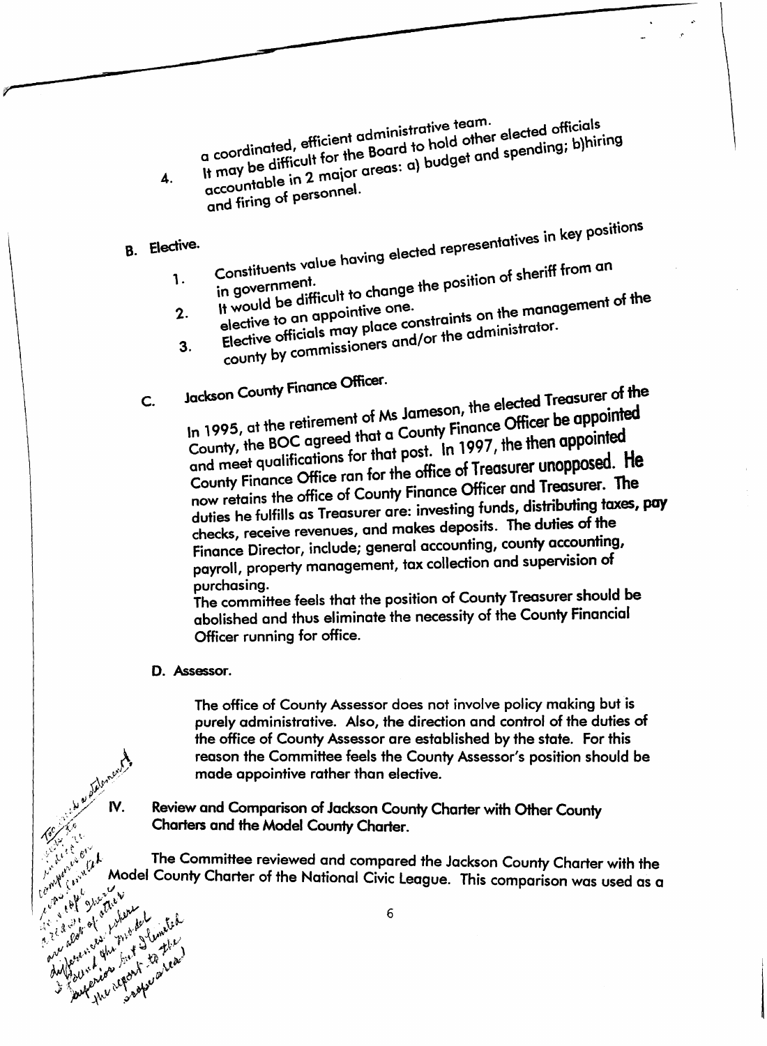a coordinated, efficient administrative team.

4. It may be difficult for the Board to hold other elected officials accountable in 2 major areas: a) budget and spending; b)hiring and firing of personnel.

B. Elective.

1. Constituents value having elected representatives in key positions in government.
2. It would be difficult to change the position of sheriff from an elective to an appointive one.
3. Elective officials may place constraints on the management of the county by commissioners and/or the administrator.

C. Jackson County Finance Officer.

In 1995, at the retirement of Ms Jameson, the elected Treasurer of the County, the BOC agreed that a County Finance Officer be appointed and meet qualifications for that post. In 1997, the then appointed County Finance Office ran for the office of Treasurer unopposed. He now retains the office of County Finance Officer and Treasurer. The duties he fulfills as Treasurer are: investing funds, distributing taxes, pay checks, receive revenues, and makes deposits. The duties of the Finance Director, include; general accounting, county accounting, payroll, property management, tax collection and supervision of purchasing.

The committee feels that the position of County Treasurer should be abolished and thus eliminate the necessity of the County Financial Officer running for office.

**D. Assessor.**

The office of County Assessor does not involve policy making but is purely administrative. Also, the direction and control of the duties of the office of County Assessor are established by the state. For this reason the Committee feels the County Assessor's position should be made appointive rather than elective.

**IV. Review and Comparison of Jackson County Charter with Other County Charters and the Model County Charter.**

The Committee reviewed and compared the Jackson County Charter with the Model County Charter of the National Civic League. This comparison was used as a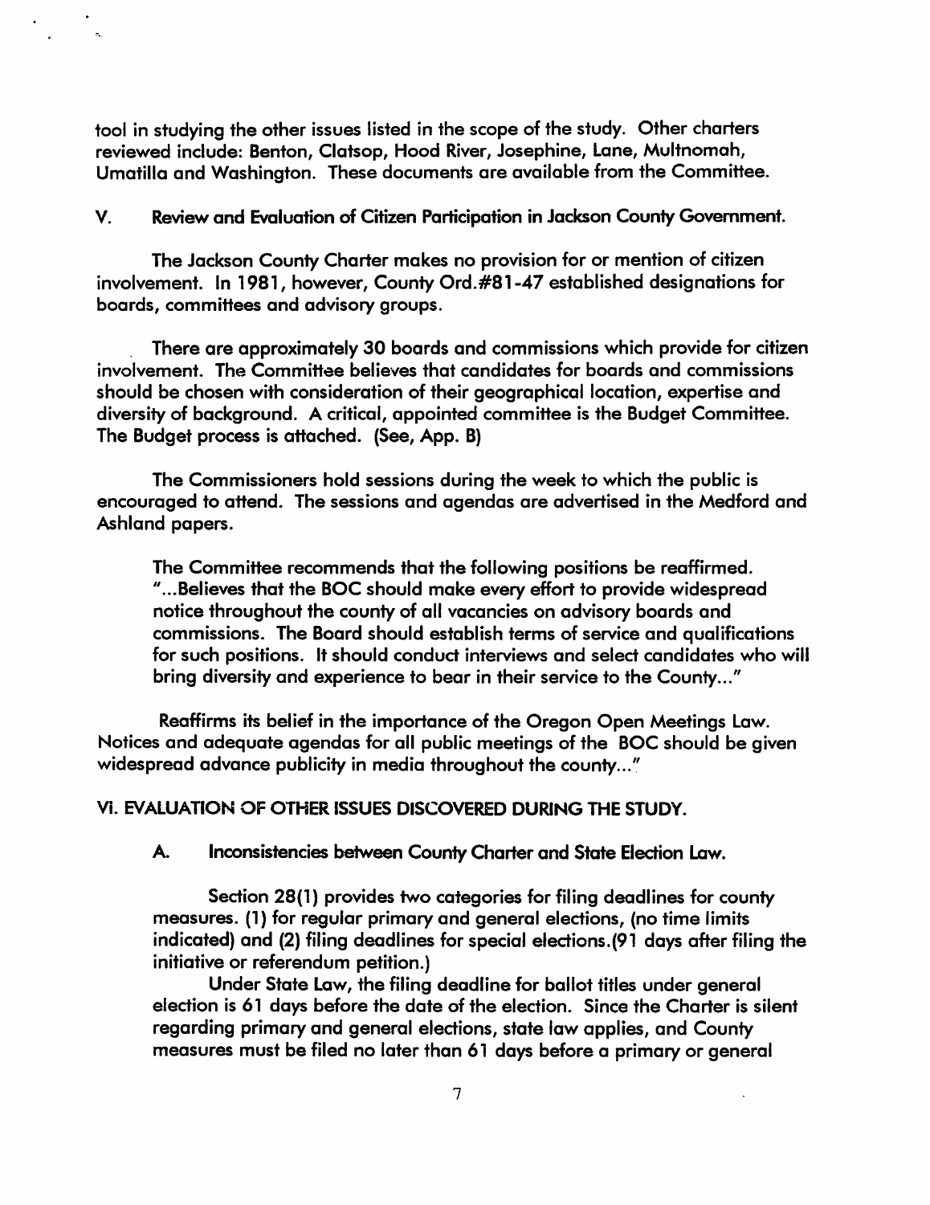tool in studying the other issues listed in the scope of the study. Other charters reviewed include: Benton, Clatsop, Hood River, Josephine, Lane, Multnomah, Umatilla and Washington. These documents are available from the Committee.

## V. Review and Evaluation of Citizen Participation in Jackson County Government.

The Jackson County Charter makes no provision for or mention of citizen involvement. In 1981, however, County Ord.#81-47 established designations for boards, committees and advisory groups.

There are approximately 30 boards and commissions which provide for citizen involvement. The Committee believes that candidates for boards and commissions should be chosen with consideration of their geographical location, expertise and diversity of background. A critical, appointed committee is the Budget Committee. The Budget process is attached. (See, App. B)

The Commissioners hold sessions during the week to which the public is encouraged to attend. The sessions and agendas are advertised in the Medford and Ashland papers.

The Committee recommends that the following positions be reaffirmed. "...Believes that the BOC should make every effort to provide widespread notice throughout the county of all vacancies on advisory boards and commissions. The Board should establish terms of service and qualifications for such positions. It should conduct interviews and select candidates who will bring diversity and experience to bear in their service to the County..."

Reaffirms its belief in the importance of the Oregon Open Meetings Law. Notices and adequate agendas for all public meetings of the BOC should be given widespread advance publicity in media throughout the county..."

## VI. EVALUATION OF OTHER ISSUES DISCOVERED DURING THE STUDY.

### A. Inconsistencies between County Charter and State Election Law.

Section 28(1) provides two categories for filing deadlines for county measures. (1) for regular primary and general elections, (no time limits indicated) and (2) filing deadlines for special elections.(91 days after filing the initiative or referendum petition.)

Under State Law, the filing deadline for ballot titles under general election is 61 days before the date of the election. Since the Charter is silent regarding primary and general elections, state law applies, and County measures must be filed no later than 61 days before a primary or general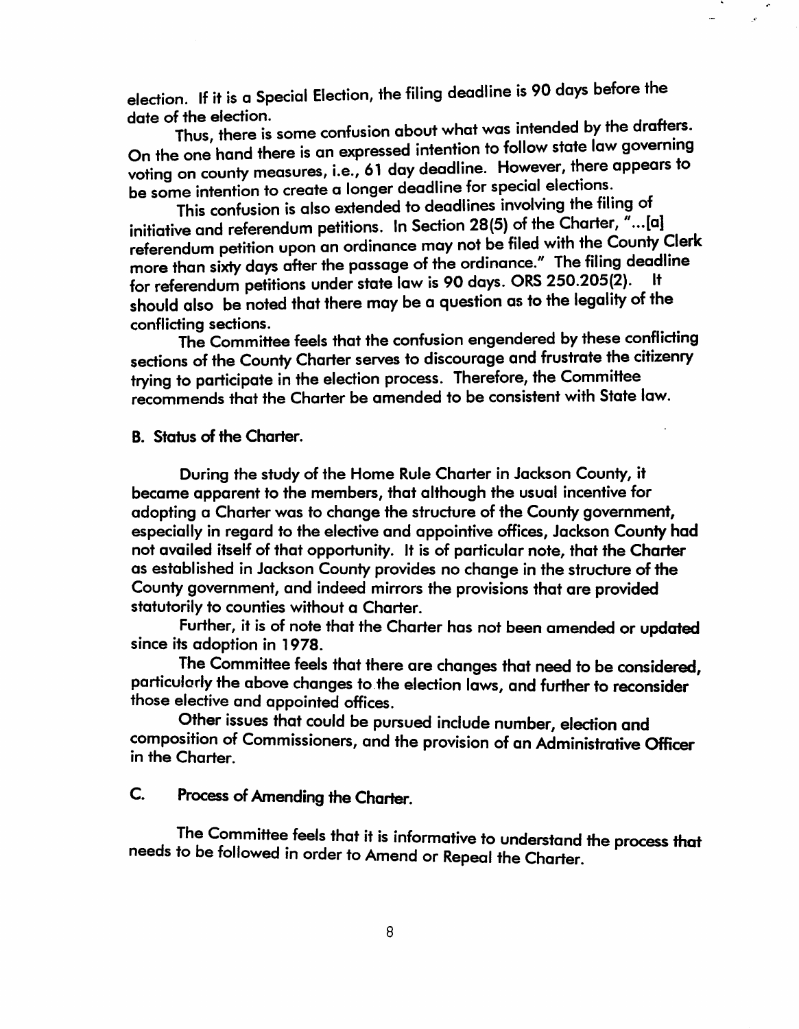election. If it is a Special Election, the filing deadline is 90 days before the date of the election.

Thus, there is some confusion about what was intended by the drafters. On the one hand there is an expressed intention to follow state law governing voting on county measures, i.e., 61 day deadline. However, there appears to be some intention to create a longer deadline for special elections.

This confusion is also extended to deadlines involving the filing of initiative and referendum petitions. In Section 28(5) of the Charter, "...[a] referendum petition upon an ordinance may not be filed with the County Clerk more than sixty days after the passage of the ordinance." The filing deadline for referendum petitions under state law is 90 days. ORS 250.205(2). It should also be noted that there may be a question as to the legality of the conflicting sections.

The Committee feels that the confusion engendered by these conflicting sections of the County Charter serves to discourage and frustrate the citizenry trying to participate in the election process. Therefore, the Committee recommends that the Charter be amended to be consistent with State law.

**B. Status of the Charter.**

During the study of the Home Rule Charter in Jackson County, it became apparent to the members, that although the usual incentive for adopting a Charter was to change the structure of the County government, especially in regard to the elective and appointive offices, Jackson County had not availed itself of that opportunity. It is of particular note, that the Charter as established in Jackson County provides no change in the structure of the County government, and indeed mirrors the provisions that are provided statutorily to counties without a Charter.

Further, it is of note that the Charter has not been amended or updated since its adoption in 1978.

The Committee feels that there are changes that need to be considered, particularly the above changes to the election laws, and further to reconsider those elective and appointed offices.

Other issues that could be pursued include number, election and composition of Commissioners, and the provision of an Administrative Officer in the Charter.

**C. Process of Amending the Charter.**

The Committee feels that it is informative to understand the process that needs to be followed in order to Amend or Repeal the Charter.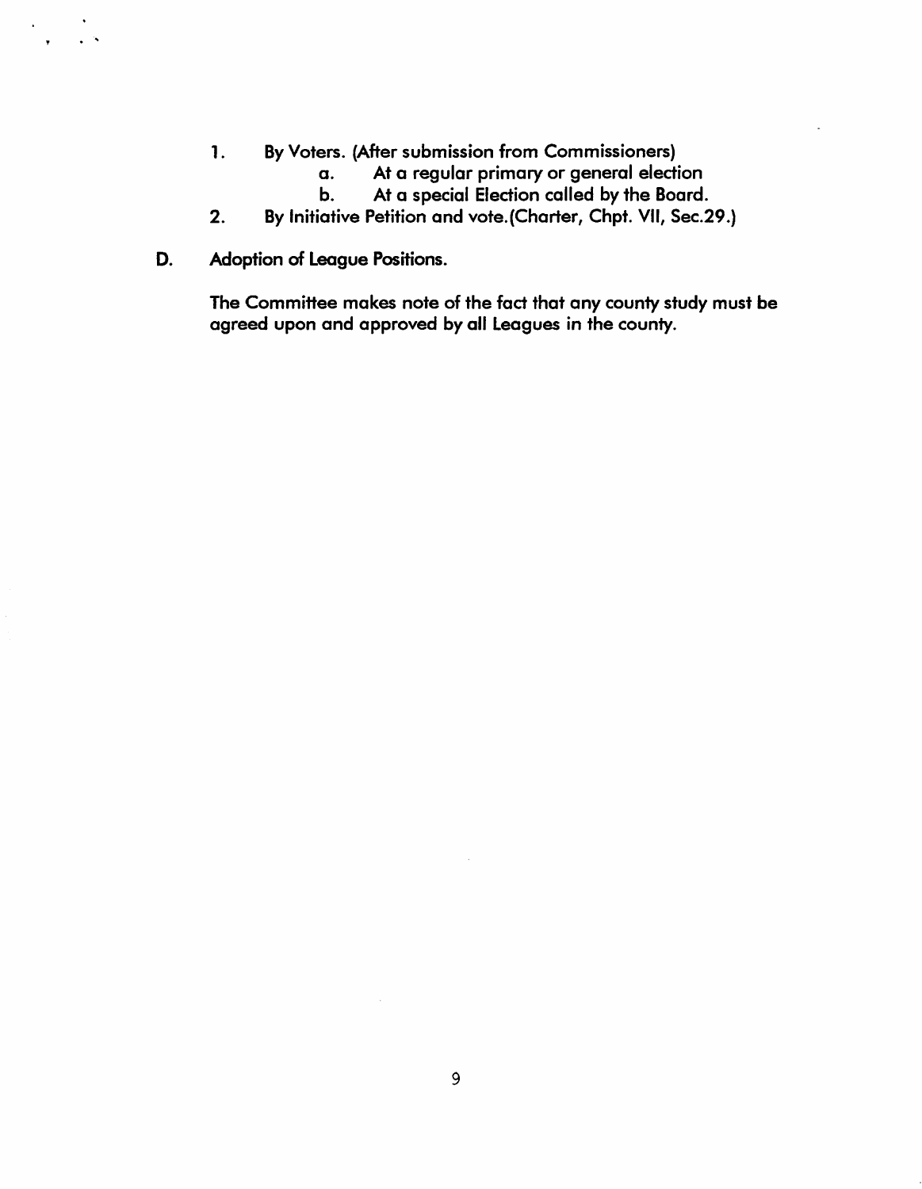1. By Voters. (After submission from Commissioners)
   a. At a regular primary or general election
   b. At a special Election called by the Board.
2. By Initiative Petition and vote.(Charter, Chpt. VII, Sec.29.)

D. Adoption of League Positions.

The Committee makes note of the fact that any county study must be agreed upon and approved by all Leagues in the county.